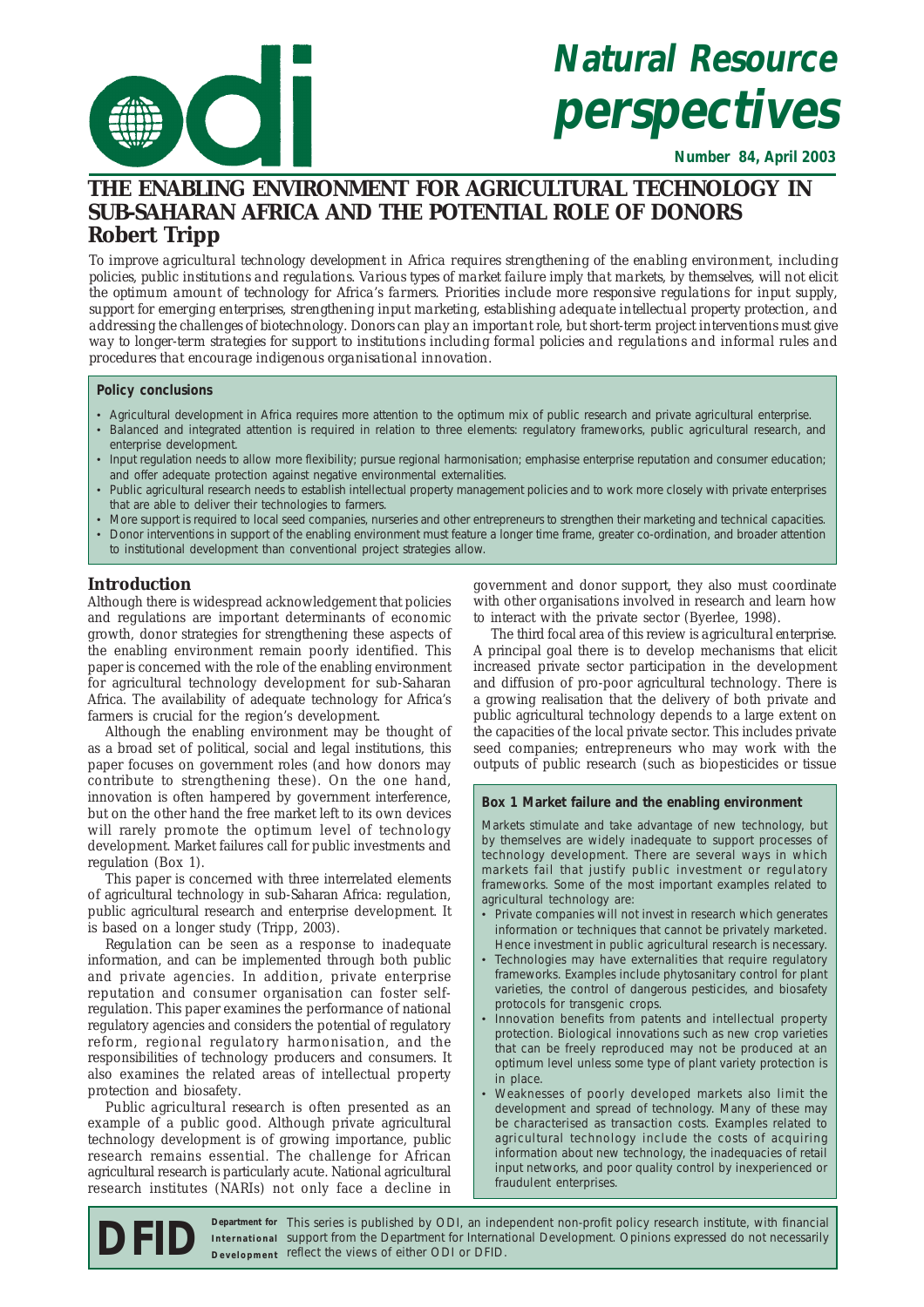# Natural Resource perspectives

**Number 84, April 2003**

## THE ENABLING ENVIRONMENT FOR AGRICULTURAL TECHNOLOGY IN SUB-SAHARAN AFRICA AND THE POTENTIAL ROLE OF DONORS

**Robert Tripp**

*To improve agricultural technology development in Africa requires strengthening of the enabling environment, including policies, public institutions and regulations. Various types of market failure imply that markets, by themselves, will not elicit the optimum amount of technology for Africa's farmers. Priorities include more responsive regulations for input supply, support for emerging enterprises, strengthening input marketing, establishing adequate intellectual property protection, and addressing the challenges of biotechnology. Donors can play an important role, but short-term project interventions must give way to longer-term strategies for support to institutions including formal policies and regulations and informal rules and procedures that encourage indigenous organisational innovation.*

**Policy conclusions**

- Agricultural development in Africa requires more attention to the optimum mix of public research and private agricultural enterprise.
- Balanced and integrated attention is required in relation to three elements: regulatory frameworks, public agricultural research, and enterprise development.
- Input regulation needs to allow more flexibility; pursue regional harmonisation; emphasise enterprise reputation and consumer education; and offer adequate protection against negative environmental externalities.
- Public agricultural research needs to establish intellectual property management policies and to work more closely with private enterprises that are able to deliver their technologies to farmers.
- More support is required to local seed companies, nurseries and other entrepreneurs to strengthen their marketing and technical capacities.
- Donor interventions in support of the enabling environment must feature a longer time frame, greater co-ordination, and broader attention to institutional development than conventional project strategies allow.

### Introduction

Although there is widespread acknowledgement that policies and regulations are important determinants of economic growth, donor strategies for strengthening these aspects of the enabling environment remain poorly identified. This paper is concerned with the role of the enabling environment for agricultural technology development for sub-Saharan Africa. The availability of adequate technology for Africa's farmers is crucial for the region's development.

Although the enabling environment may be thought of as a broad set of political, social and legal institutions, this paper focuses on government roles (and how donors may contribute to strengthening these). On the one hand, innovation is often hampered by government interference, but on the other hand the free market left to its own devices will rarely promote the optimum level of technology development. Market failures call for public investments and regulation (Box 1).

This paper is concerned with three interrelated elements of agricultural technology in sub-Saharan Africa: regulation, public agricultural research and enterprise development. It is based on a longer study (Tripp, 2003).

Regulation can be seen as a response to inadequate information, and can be implemented through both public and private agencies. In addition, private enterprise reputation and consumer organisation can foster self-regulation. This paper examines the performance of national regulatory agencies and considers the potential of regulatory reform, regional regulatory harmonisation, and the responsibilities of technology producers and consumers. It also examines the related areas of intellectual property protection and biosafety.

Public agricultural research is often presented as an example of a public good. Although private agricultural technology development is of growing importance, public research remains essential. The challenge for African agricultural research is particularly acute. National agricultural research institutes (NARIs) not only face a decline in government and donor support, they also must coordinate with other organisations involved in research and learn how to interact with the private sector (Byerlee, 1998).

The third focal area of this review is agricultural enterprise. A principal goal there is to develop mechanisms that elicit increased private sector participation in the development and diffusion of pro-poor agricultural technology. There is a growing realisation that the delivery of both private and public agricultural technology depends to a large extent on the capacities of the local private sector. This includes private seed companies; entrepreneurs who may work with the outputs of public research (such as biopesticides or tissue

**Box 1 Market failure and the enabling environment**

Markets stimulate and take advantage of new technology, but by themselves are widely inadequate to support processes of technology development. There are several ways in which markets fail that justify public investment or regulatory frameworks. Some of the most important examples related to agricultural technology are:

- Private companies will not invest in research which generates information or techniques that cannot be privately marketed. Hence investment in public agricultural research is necessary.
- Technologies may have externalities that require regulatory frameworks. Examples include phytosanitary control for plant varieties, the control of dangerous pesticides, and biosafety protocols for transgenic crops.
- Innovation benefits from patents and intellectual property protection. Biological innovations such as new crop varieties that can be freely reproduced may not be produced at an optimum level unless some type of plant variety protection is in place.
- Weaknesses of poorly developed markets also limit the development and spread of technology. Many of these may be characterised as transaction costs. Examples related to agricultural technology include the costs of acquiring information about new technology, the inadequacies of retail input networks, and poor quality control by inexperienced or fraudulent enterprises.

This series is published by ODI, an independent non-profit policy research institute, with financial support from the Department for International Development. Opinions expressed do not necessarily reflect the views of either ODI or DFID.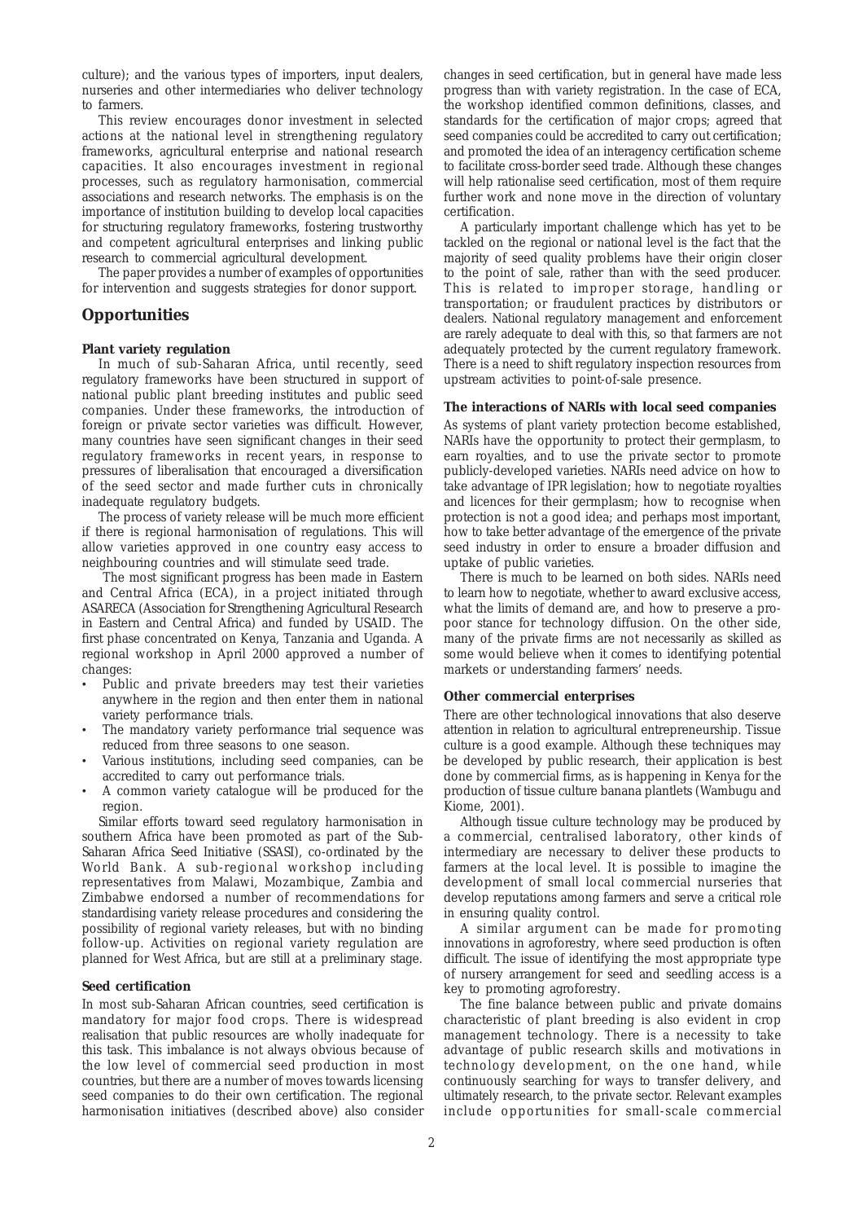culture); and the various types of importers, input dealers, nurseries and other intermediaries who deliver technology to farmers.

This review encourages donor investment in selected actions at the national level in strengthening regulatory frameworks, agricultural enterprise and national research capacities. It also encourages investment in regional processes, such as regulatory harmonisation, commercial associations and research networks. The emphasis is on the importance of institution building to develop local capacities for structuring regulatory frameworks, fostering trustworthy and competent agricultural enterprises and linking public research to commercial agricultural development.

The paper provides a number of examples of opportunities for intervention and suggests strategies for donor support.

## Opportunities

**Plant variety regulation**

In much of sub-Saharan Africa, until recently, seed regulatory frameworks have been structured in support of national public plant breeding institutes and public seed companies. Under these frameworks, the introduction of foreign or private sector varieties was difficult. However, many countries have seen significant changes in their seed regulatory frameworks in recent years, in response to pressures of liberalisation that encouraged a diversification of the seed sector and made further cuts in chronically inadequate regulatory budgets.

The process of variety release will be much more efficient if there is regional harmonisation of regulations. This will allow varieties approved in one country easy access to neighbouring countries and will stimulate seed trade.

The most significant progress has been made in Eastern and Central Africa (ECA), in a project initiated through ASARECA (Association for Strengthening Agricultural Research in Eastern and Central Africa) and funded by USAID. The first phase concentrated on Kenya, Tanzania and Uganda. A regional workshop in April 2000 approved a number of changes:

- Public and private breeders may test their varieties anywhere in the region and then enter them in national variety performance trials.
- The mandatory variety performance trial sequence was reduced from three seasons to one season.
- Various institutions, including seed companies, can be accredited to carry out performance trials.
- A common variety catalogue will be produced for the region.

Similar efforts toward seed regulatory harmonisation in southern Africa have been promoted as part of the Sub-Saharan Africa Seed Initiative (SSASI), co-ordinated by the World Bank. A sub-regional workshop including representatives from Malawi, Mozambique, Zambia and Zimbabwe endorsed a number of recommendations for standardising variety release procedures and considering the possibility of regional variety releases, but with no binding follow-up. Activities on regional variety regulation are planned for West Africa, but are still at a preliminary stage.

**Seed certification**

In most sub-Saharan African countries, seed certification is mandatory for major food crops. There is widespread realisation that public resources are wholly inadequate for this task. This imbalance is not always obvious because of the low level of commercial seed production in most countries, but there are a number of moves towards licensing seed companies to do their own certification. The regional harmonisation initiatives (described above) also consider changes in seed certification, but in general have made less progress than with variety registration. In the case of ECA, the workshop identified common definitions, classes, and standards for the certification of major crops; agreed that seed companies could be accredited to carry out certification; and promoted the idea of an interagency certification scheme to facilitate cross-border seed trade. Although these changes will help rationalise seed certification, most of them require further work and none move in the direction of voluntary certification.

A particularly important challenge which has yet to be tackled on the regional or national level is the fact that the majority of seed quality problems have their origin closer to the point of sale, rather than with the seed producer. This is related to improper storage, handling or transportation; or fraudulent practices by distributors or dealers. National regulatory management and enforcement are rarely adequate to deal with this, so that farmers are not adequately protected by the current regulatory framework. There is a need to shift regulatory inspection resources from upstream activities to point-of-sale presence.

**The interactions of NARIs with local seed companies**

As systems of plant variety protection become established, NARIs have the opportunity to protect their germplasm, to earn royalties, and to use the private sector to promote publicly-developed varieties. NARIs need advice on how to take advantage of IPR legislation; how to negotiate royalties and licences for their germplasm; how to recognise when protection is not a good idea; and perhaps most important, how to take better advantage of the emergence of the private seed industry in order to ensure a broader diffusion and uptake of public varieties.

There is much to be learned on both sides. NARIs need to learn how to negotiate, whether to award exclusive access, what the limits of demand are, and how to preserve a pro-poor stance for technology diffusion. On the other side, many of the private firms are not necessarily as skilled as some would believe when it comes to identifying potential markets or understanding farmers' needs.

**Other commercial enterprises**

There are other technological innovations that also deserve attention in relation to agricultural entrepreneurship. Tissue culture is a good example. Although these techniques may be developed by public research, their application is best done by commercial firms, as is happening in Kenya for the production of tissue culture banana plantlets (Wambugu and Kiome, 2001).

Although tissue culture technology may be produced by a commercial, centralised laboratory, other kinds of intermediary are necessary to deliver these products to farmers at the local level. It is possible to imagine the development of small local commercial nurseries that develop reputations among farmers and serve a critical role in ensuring quality control.

A similar argument can be made for promoting innovations in agroforestry, where seed production is often difficult. The issue of identifying the most appropriate type of nursery arrangement for seed and seedling access is a key to promoting agroforestry.

The fine balance between public and private domains characteristic of plant breeding is also evident in crop management technology. There is a necessity to take advantage of public research skills and motivations in technology development, on the one hand, while continuously searching for ways to transfer delivery, and ultimately research, to the private sector. Relevant examples include opportunities for small-scale commercial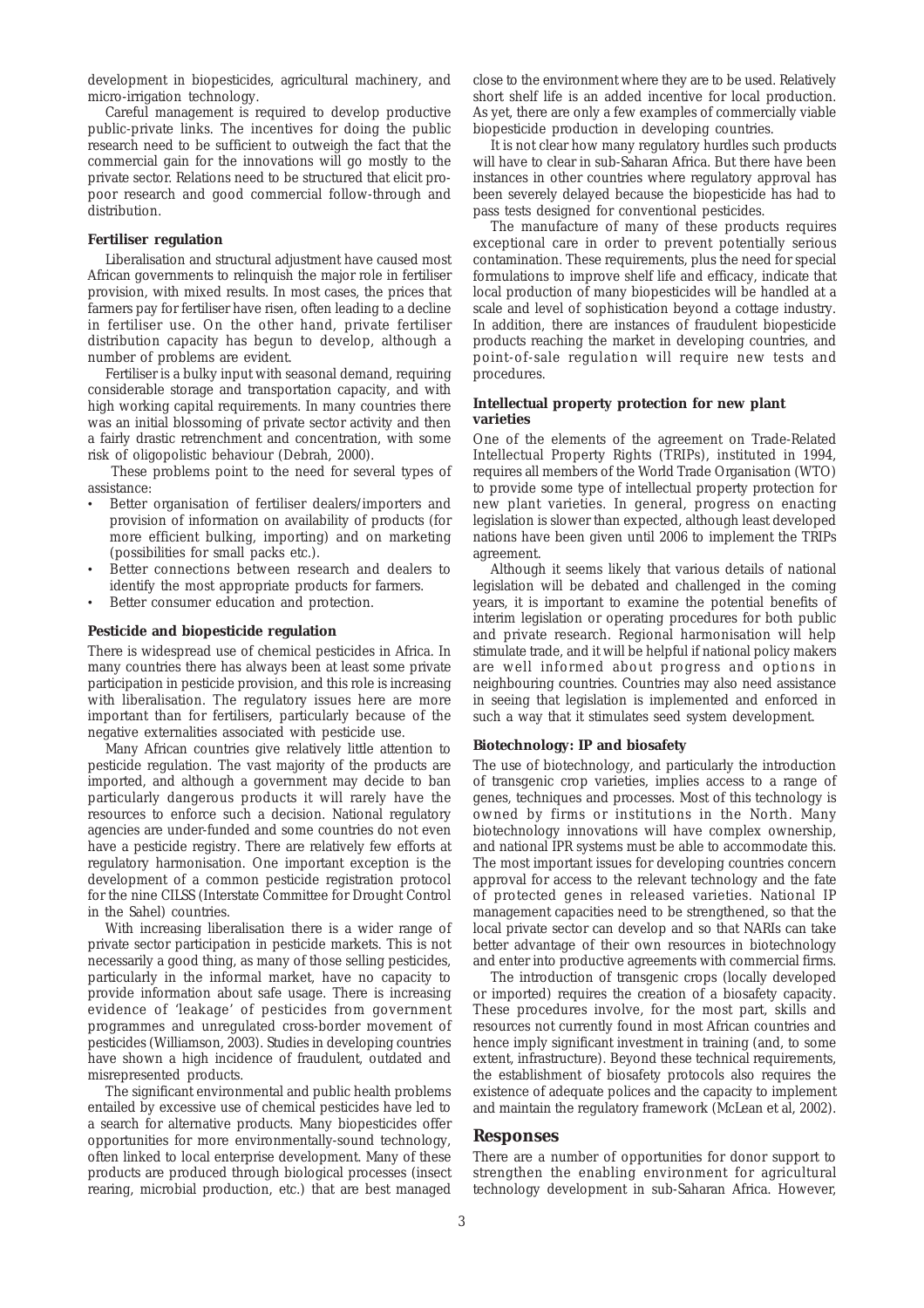development in biopesticides, agricultural machinery, and micro-irrigation technology.

Careful management is required to develop productive public-private links. The incentives for doing the public research need to be sufficient to outweigh the fact that the commercial gain for the innovations will go mostly to the private sector. Relations need to be structured that elicit pro-poor research and good commercial follow-through and distribution.

### Fertiliser regulation

Liberalisation and structural adjustment have caused most African governments to relinquish the major role in fertiliser provision, with mixed results. In most cases, the prices that farmers pay for fertiliser have risen, often leading to a decline in fertiliser use. On the other hand, private fertiliser distribution capacity has begun to develop, although a number of problems are evident.

Fertiliser is a bulky input with seasonal demand, requiring considerable storage and transportation capacity, and with high working capital requirements. In many countries there was an initial blossoming of private sector activity and then a fairly drastic retrenchment and concentration, with some risk of oligopolistic behaviour (Debrah, 2000).

These problems point to the need for several types of assistance:

- Better organisation of fertiliser dealers/importers and provision of information on availability of products (for more efficient bulking, importing) and on marketing (possibilities for small packs etc.).
- Better connections between research and dealers to identify the most appropriate products for farmers.
- Better consumer education and protection.

### Pesticide and biopesticide regulation

There is widespread use of chemical pesticides in Africa. In many countries there has always been at least some private participation in pesticide provision, and this role is increasing with liberalisation. The regulatory issues here are more important than for fertilisers, particularly because of the negative externalities associated with pesticide use.

Many African countries give relatively little attention to pesticide regulation. The vast majority of the products are imported, and although a government may decide to ban particularly dangerous products it will rarely have the resources to enforce such a decision. National regulatory agencies are under-funded and some countries do not even have a pesticide registry. There are relatively few efforts at regulatory harmonisation. One important exception is the development of a common pesticide registration protocol for the nine CILSS (Interstate Committee for Drought Control in the Sahel) countries.

With increasing liberalisation there is a wider range of private sector participation in pesticide markets. This is not necessarily a good thing, as many of those selling pesticides, particularly in the informal market, have no capacity to provide information about safe usage. There is increasing evidence of 'leakage' of pesticides from government programmes and unregulated cross-border movement of pesticides (Williamson, 2003). Studies in developing countries have shown a high incidence of fraudulent, outdated and misrepresented products.

The significant environmental and public health problems entailed by excessive use of chemical pesticides have led to a search for alternative products. Many biopesticides offer opportunities for more environmentally-sound technology, often linked to local enterprise development. Many of these products are produced through biological processes (insect rearing, microbial production, etc.) that are best managed close to the environment where they are to be used. Relatively short shelf life is an added incentive for local production. As yet, there are only a few examples of commercially viable biopesticide production in developing countries.

It is not clear how many regulatory hurdles such products will have to clear in sub-Saharan Africa. But there have been instances in other countries where regulatory approval has been severely delayed because the biopesticide has had to pass tests designed for conventional pesticides.

The manufacture of many of these products requires exceptional care in order to prevent potentially serious contamination. These requirements, plus the need for special formulations to improve shelf life and efficacy, indicate that local production of many biopesticides will be handled at a scale and level of sophistication beyond a cottage industry. In addition, there are instances of fraudulent biopesticide products reaching the market in developing countries, and point-of-sale regulation will require new tests and procedures.

### Intellectual property protection for new plant varieties

One of the elements of the agreement on Trade-Related Intellectual Property Rights (TRIPs), instituted in 1994, requires all members of the World Trade Organisation (WTO) to provide some type of intellectual property protection for new plant varieties. In general, progress on enacting legislation is slower than expected, although least developed nations have been given until 2006 to implement the TRIPs agreement.

Although it seems likely that various details of national legislation will be debated and challenged in the coming years, it is important to examine the potential benefits of interim legislation or operating procedures for both public and private research. Regional harmonisation will help stimulate trade, and it will be helpful if national policy makers are well informed about progress and options in neighbouring countries. Countries may also need assistance in seeing that legislation is implemented and enforced in such a way that it stimulates seed system development.

### Biotechnology: IP and biosafety

The use of biotechnology, and particularly the introduction of transgenic crop varieties, implies access to a range of genes, techniques and processes. Most of this technology is owned by firms or institutions in the North. Many biotechnology innovations will have complex ownership, and national IPR systems must be able to accommodate this. The most important issues for developing countries concern approval for access to the relevant technology and the fate of protected genes in released varieties. National IP management capacities need to be strengthened, so that the local private sector can develop and so that NARIs can take better advantage of their own resources in biotechnology and enter into productive agreements with commercial firms.

The introduction of transgenic crops (locally developed or imported) requires the creation of a biosafety capacity. These procedures involve, for the most part, skills and resources not currently found in most African countries and hence imply significant investment in training (and, to some extent, infrastructure). Beyond these technical requirements, the establishment of biosafety protocols also requires the existence of adequate polices and the capacity to implement and maintain the regulatory framework (McLean et al, 2002).

## Responses

There are a number of opportunities for donor support to strengthen the enabling environment for agricultural technology development in sub-Saharan Africa. However,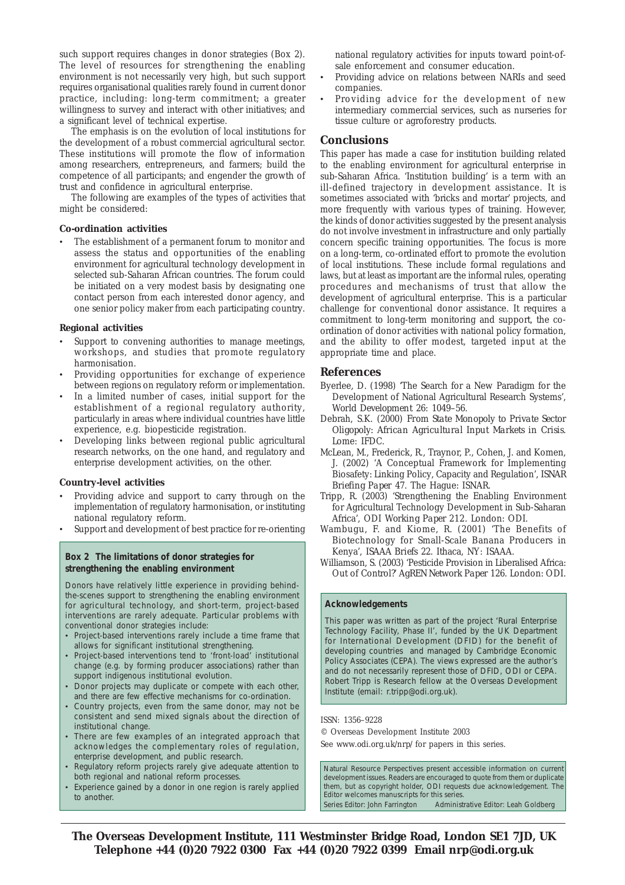such support requires changes in donor strategies (Box 2). The level of resources for strengthening the enabling environment is not necessarily very high, but such support requires organisational qualities rarely found in current donor practice, including: long-term commitment; a greater willingness to survey and interact with other initiatives; and a significant level of technical expertise.

The emphasis is on the evolution of local institutions for the development of a robust commercial agricultural sector. These institutions will promote the flow of information among researchers, entrepreneurs, and farmers; build the competence of all participants; and engender the growth of trust and confidence in agricultural enterprise.

The following are examples of the types of activities that might be considered:

**Co-ordination activities**

- The establishment of a permanent forum to monitor and assess the status and opportunities of the enabling environment for agricultural technology development in selected sub-Saharan African countries. The forum could be initiated on a very modest basis by designating one contact person from each interested donor agency, and one senior policy maker from each participating country.

**Regional activities**

- Support to convening authorities to manage meetings, workshops, and studies that promote regulatory harmonisation.
- Providing opportunities for exchange of experience between regions on regulatory reform or implementation.
- In a limited number of cases, initial support for the establishment of a regional regulatory authority, particularly in areas where individual countries have little experience, e.g. biopesticide registration.
- Developing links between regional public agricultural research networks, on the one hand, and regulatory and enterprise development activities, on the other.

**Country-level activities**

- Providing advice and support to carry through on the implementation of regulatory harmonisation, or instituting national regulatory reform.
- Support and development of best practice for re-orienting national regulatory activities for inputs toward point-of-sale enforcement and consumer education.
- Providing advice on relations between NARIs and seed companies.
- Providing advice for the development of new intermediary commercial services, such as nurseries for tissue culture or agroforestry products.

**Box 2 The limitations of donor strategies for strengthening the enabling environment**

Donors have relatively little experience in providing behind-the-scenes support to strengthening the enabling environment for agricultural technology, and short-term, project-based interventions are rarely adequate. Particular problems with conventional donor strategies include:

- Project-based interventions rarely include a time frame that allows for significant institutional strengthening.
- Project-based interventions tend to 'front-load' institutional change (e.g. by forming producer associations) rather than support indigenous institutional evolution.
- Donor projects may duplicate or compete with each other, and there are few effective mechanisms for co-ordination.
- Country projects, even from the same donor, may not be consistent and send mixed signals about the direction of institutional change.
- There are few examples of an integrated approach that acknowledges the complementary roles of regulation, enterprise development, and public research.
- Regulatory reform projects rarely give adequate attention to both regional and national reform processes.
- Experience gained by a donor in one region is rarely applied to another.

## Conclusions

This paper has made a case for institution building related to the enabling environment for agricultural enterprise in sub-Saharan Africa. 'Institution building' is a term with an ill-defined trajectory in development assistance. It is sometimes associated with 'bricks and mortar' projects, and more frequently with various types of training. However, the kinds of donor activities suggested by the present analysis do not involve investment in infrastructure and only partially concern specific training opportunities. The focus is more on a long-term, co-ordinated effort to promote the evolution of local institutions. These include formal regulations and laws, but at least as important are the informal rules, operating procedures and mechanisms of trust that allow the development of agricultural enterprise. This is a particular challenge for conventional donor assistance. It requires a commitment to long-term monitoring and support, the co-ordination of donor activities with national policy formation, and the ability to offer modest, targeted input at the appropriate time and place.

## References

Byerlee, D. (1998) 'The Search for a New Paradigm for the Development of National Agricultural Research Systems', *World Development* 26: 1049–56.

Debrah, S.K. (2000) *From State Monopoly to Private Sector Oligopoly: African Agricultural Input Markets in Crisis.* Lome: IFDC.

McLean, M., Frederick, R., Traynor, P., Cohen, J. and Komen, J. (2002) 'A Conceptual Framework for Implementing Biosafety: Linking Policy, Capacity and Regulation', *ISNAR Briefing Paper* 47. The Hague: ISNAR.

Tripp, R. (2003) 'Strengthening the Enabling Environment for Agricultural Technology Development in Sub-Saharan Africa', *ODI Working Paper* 212. London: ODI.

Wambugu, F. and Kiome, R. (2001) 'The Benefits of Biotechnology for Small-Scale Banana Producers in Kenya', *ISAAA Briefs* 22. Ithaca, NY: ISAAA.

Williamson, S. (2003) 'Pesticide Provision in Liberalised Africa: Out of Control?' *AgREN Network Paper* 126. London: ODI.

**Acknowledgements**

This paper was written as part of the project 'Rural Enterprise Technology Facility, Phase II', funded by the UK Department for International Development (DFID) for the benefit of developing countries and managed by Cambridge Economic Policy Associates (CEPA). The views expressed are the author's and do not necessarily represent those of DFID, ODI or CEPA. Robert Tripp is Research fellow at the Overseas Development Institute (email: r.tripp@odi.org.uk).

ISSN: 1356–9228

© Overseas Development Institute 2003

See www.odi.org.uk/nrp/ for papers in this series.

Natural Resource Perspectives present accessible information on current development issues. Readers are encouraged to quote from them or duplicate them, but as copyright holder, ODI requests due acknowledgement. The Editor welcomes manuscripts for this series.
Series Editor: John Farrington Administrative Editor: Leah Goldberg

**The Overseas Development Institute, 111 Westminster Bridge Road, London SE1 7JD, UK**
**Telephone +44 (0)20 7922 0300 Fax +44 (0)20 7922 0399 Email nrp@odi.org.uk**